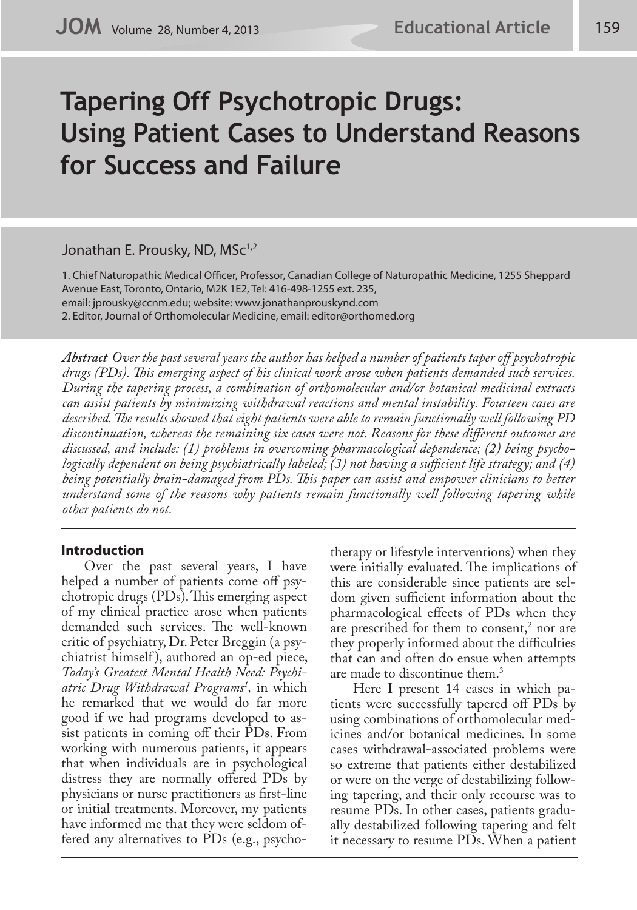# Tapering Off Psychotropic Drugs: Using Patient Cases to Understand Reasons for Success and Failure

Jonathan E. Prousky, ND, MSc[1,2]

1. Chief Naturopathic Medical Officer, Professor, Canadian College of Naturopathic Medicine, 1255 Sheppard Avenue East, Toronto, Ontario, M2K 1E2, Tel: 416-498-1255 ext. 235, email: jprousky@ccnm.edu; website: www.jonathanprouskynd.com
2. Editor, Journal of Orthomolecular Medicine, email: editor@orthomed.org

***Abstract*** *Over the past several years the author has helped a number of patients taper off psychotropic drugs (PDs). This emerging aspect of his clinical work arose when patients demanded such services. During the tapering process, a combination of orthomolecular and/or botanical medicinal extracts can assist patients by minimizing withdrawal reactions and mental instability. Fourteen cases are described. The results showed that eight patients were able to remain functionally well following PD discontinuation, whereas the remaining six cases were not. Reasons for these different outcomes are discussed, and include: (1) problems in overcoming pharmacological dependence; (2) being psychologically dependent on being psychiatrically labeled; (3) not having a sufficient life strategy; and (4) being potentially brain-damaged from PDs. This paper can assist and empower clinicians to better understand some of the reasons why patients remain functionally well following tapering while other patients do not.*

## Introduction

Over the past several years, I have helped a number of patients come off psychotropic drugs (PDs). This emerging aspect of my clinical practice arose when patients demanded such services. The well-known critic of psychiatry, Dr. Peter Breggin (a psychiatrist himself), authored an op-ed piece, *Today's Greatest Mental Health Need: Psychiatric Drug Withdrawal Programs*[1], in which he remarked that we would do far more good if we had programs developed to assist patients in coming off their PDs. From working with numerous patients, it appears that when individuals are in psychological distress they are normally offered PDs by physicians or nurse practitioners as first-line or initial treatments. Moreover, my patients have informed me that they were seldom offered any alternatives to PDs (e.g., psychotherapy or lifestyle interventions) when they were initially evaluated. The implications of this are considerable since patients are seldom given sufficient information about the pharmacological effects of PDs when they are prescribed for them to consent,[2] nor are they properly informed about the difficulties that can and often do ensue when attempts are made to discontinue them.[3]

Here I present 14 cases in which patients were successfully tapered off PDs by using combinations of orthomolecular medicines and/or botanical medicines. In some cases withdrawal-associated problems were so extreme that patients either destabilized or were on the verge of destabilizing following tapering, and their only recourse was to resume PDs. In other cases, patients gradually destabilized following tapering and felt it necessary to resume PDs. When a patient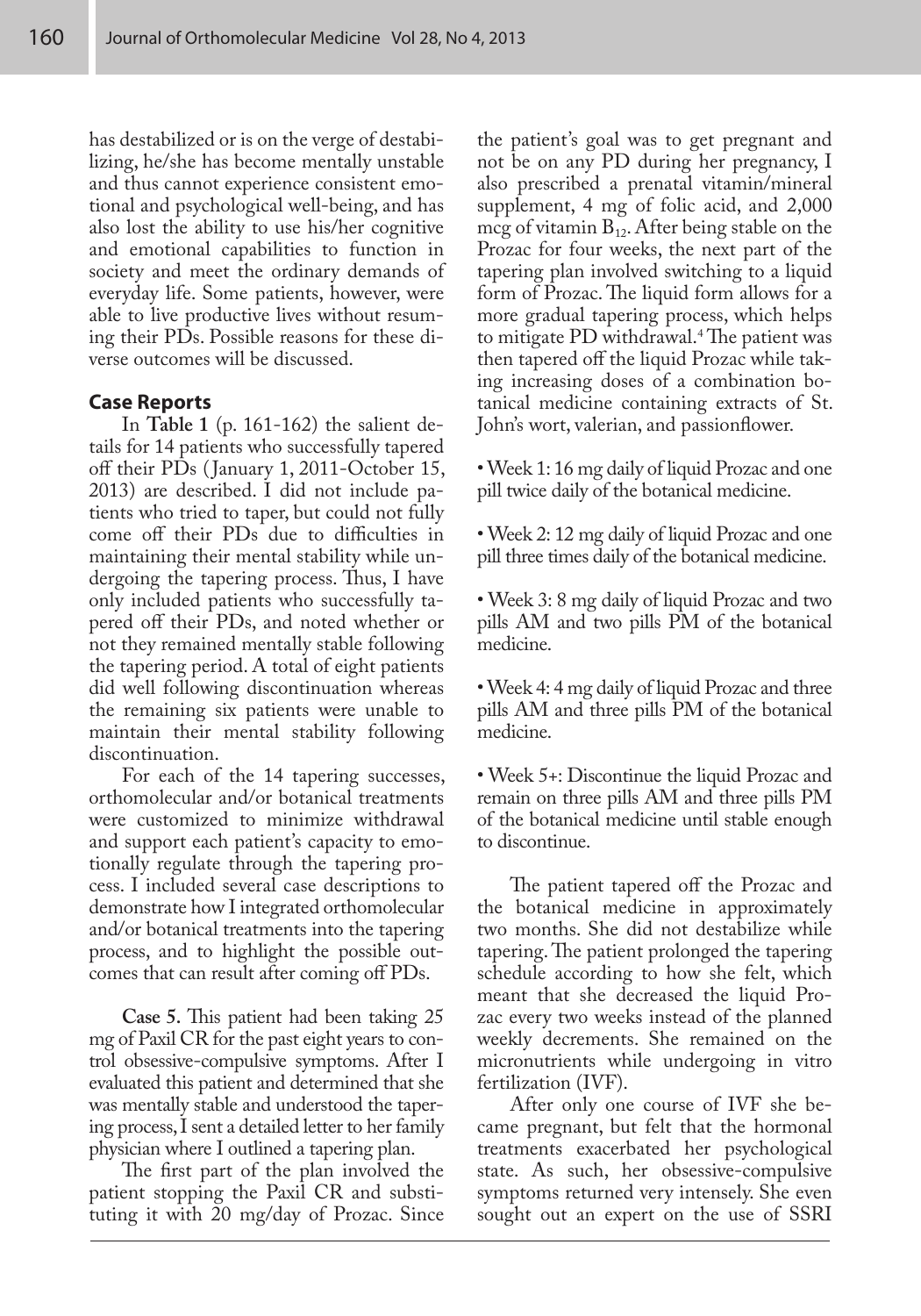has destabilized or is on the verge of destabilizing, he/she has become mentally unstable and thus cannot experience consistent emotional and psychological well-being, and has also lost the ability to use his/her cognitive and emotional capabilities to function in society and meet the ordinary demands of everyday life. Some patients, however, were able to live productive lives without resuming their PDs. Possible reasons for these diverse outcomes will be discussed.

## Case Reports

In **Table 1** (p. 161-162) the salient details for 14 patients who successfully tapered off their PDs (January 1, 2011-October 15, 2013) are described. I did not include patients who tried to taper, but could not fully come off their PDs due to difficulties in maintaining their mental stability while undergoing the tapering process. Thus, I have only included patients who successfully tapered off their PDs, and noted whether or not they remained mentally stable following the tapering period. A total of eight patients did well following discontinuation whereas the remaining six patients were unable to maintain their mental stability following discontinuation.

For each of the 14 tapering successes, orthomolecular and/or botanical treatments were customized to minimize withdrawal and support each patient's capacity to emotionally regulate through the tapering process. I included several case descriptions to demonstrate how I integrated orthomolecular and/or botanical treatments into the tapering process, and to highlight the possible outcomes that can result after coming off PDs.

**Case 5.** This patient had been taking 25 mg of Paxil CR for the past eight years to control obsessive-compulsive symptoms. After I evaluated this patient and determined that she was mentally stable and understood the tapering process, I sent a detailed letter to her family physician where I outlined a tapering plan.

The first part of the plan involved the patient stopping the Paxil CR and substituting it with 20 mg/day of Prozac. Since the patient's goal was to get pregnant and not be on any PD during her pregnancy, I also prescribed a prenatal vitamin/mineral supplement, 4 mg of folic acid, and 2,000 mcg of vitamin $B_{12}$. After being stable on the Prozac for four weeks, the next part of the tapering plan involved switching to a liquid form of Prozac. The liquid form allows for a more gradual tapering process, which helps to mitigate PD withdrawal.[4] The patient was then tapered off the liquid Prozac while taking increasing doses of a combination botanical medicine containing extracts of St. John's wort, valerian, and passionflower.

- Week 1: 16 mg daily of liquid Prozac and one pill twice daily of the botanical medicine.
- Week 2: 12 mg daily of liquid Prozac and one pill three times daily of the botanical medicine.
- Week 3: 8 mg daily of liquid Prozac and two pills AM and two pills PM of the botanical medicine.
- Week 4: 4 mg daily of liquid Prozac and three pills AM and three pills PM of the botanical medicine.
- Week 5+: Discontinue the liquid Prozac and remain on three pills AM and three pills PM of the botanical medicine until stable enough to discontinue.

The patient tapered off the Prozac and the botanical medicine in approximately two months. She did not destabilize while tapering. The patient prolonged the tapering schedule according to how she felt, which meant that she decreased the liquid Prozac every two weeks instead of the planned weekly decrements. She remained on the micronutrients while undergoing in vitro fertilization (IVF).

After only one course of IVF she became pregnant, but felt that the hormonal treatments exacerbated her psychological state. As such, her obsessive-compulsive symptoms returned very intensely. She even sought out an expert on the use of SSRI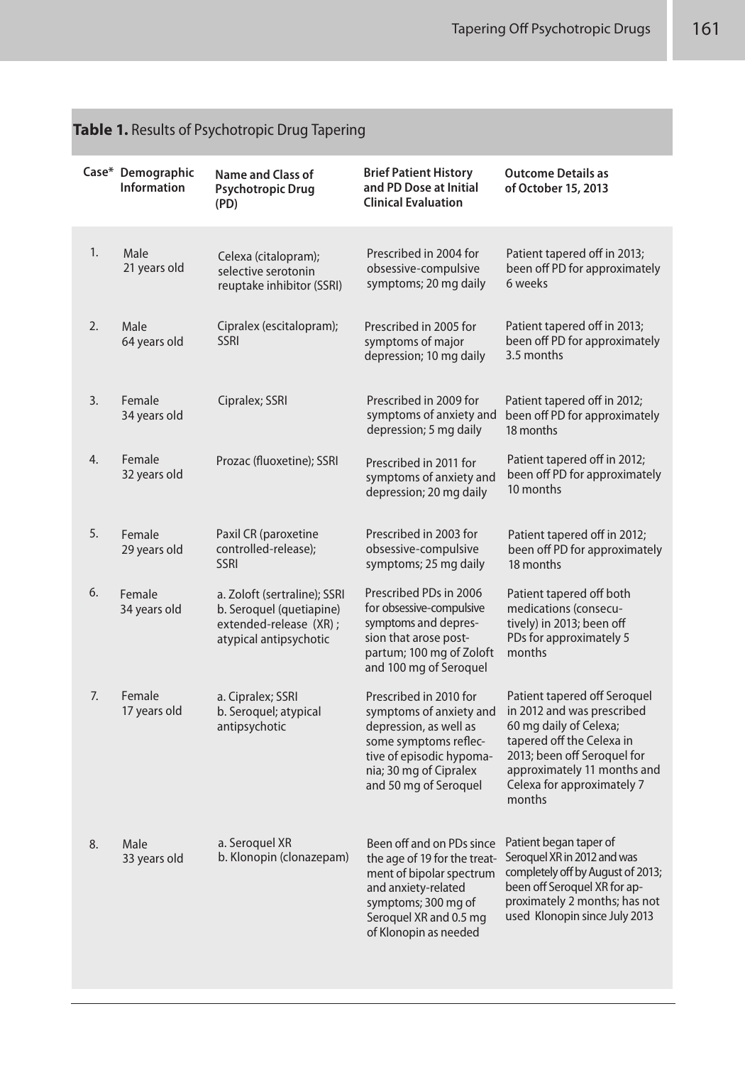**Table 1.** Results of Psychotropic Drug Tapering

| Case* | Demographic Information | Name and Class of Psychotropic Drug (PD) | Brief Patient History and PD Dose at Initial Clinical Evaluation | Outcome Details as of October 15, 2013 |
|---|---|---|---|---|
| 1. | Male 21 years old | Celexa (citalopram); selective serotonin reuptake inhibitor (SSRI) | Prescribed in 2004 for obsessive-compulsive symptoms; 20 mg daily | Patient tapered off in 2013; been off PD for approximately 6 weeks |
| 2. | Male 64 years old | Cipralex (escitalopram); SSRI | Prescribed in 2005 for symptoms of major depression; 10 mg daily | Patient tapered off in 2013; been off PD for approximately 3.5 months |
| 3. | Female 34 years old | Cipralex; SSRI | Prescribed in 2009 for symptoms of anxiety and depression; 5 mg daily | Patient tapered off in 2012; been off PD for approximately 18 months |
| 4. | Female 32 years old | Prozac (fluoxetine); SSRI | Prescribed in 2011 for symptoms of anxiety and depression; 20 mg daily | Patient tapered off in 2012; been off PD for approximately 10 months |
| 5. | Female 29 years old | Paxil CR (paroxetine controlled-release); SSRI | Prescribed in 2003 for obsessive-compulsive symptoms; 25 mg daily | Patient tapered off in 2012; been off PD for approximately 18 months |
| 6. | Female 34 years old | a. Zoloft (sertraline); SSRI b. Seroquel (quetiapine) extended-release (XR); atypical antipsychotic | Prescribed PDs in 2006 for obsessive-compulsive symptoms and depression that arose post-partum; 100 mg of Zoloft and 100 mg of Seroquel | Patient tapered off both medications (consecutively) in 2013; been off PDs for approximately 5 months |
| 7. | Female 17 years old | a. Cipralex; SSRI b. Seroquel; atypical antipsychotic | Prescribed in 2010 for symptoms of anxiety and depression, as well as some symptoms reflective of episodic hypomania; 30 mg of Cipralex and 50 mg of Seroquel | Patient tapered off Seroquel in 2012 and was prescribed 60 mg daily of Celexa; tapered off the Celexa in 2013; been off Seroquel for approximately 11 months and Celexa for approximately 7 months |
| 8. | Male 33 years old | a. Seroquel XR b. Klonopin (clonazepam) | Been off and on PDs since the age of 19 for the treatment of bipolar spectrum and anxiety-related symptoms; 300 mg of Seroquel XR and 0.5 mg of Klonopin as needed | Patient began taper of Seroquel XR in 2012 and was completely off by August of 2013; been off Seroquel XR for approximately 2 months; has not used Klonopin since July 2013 |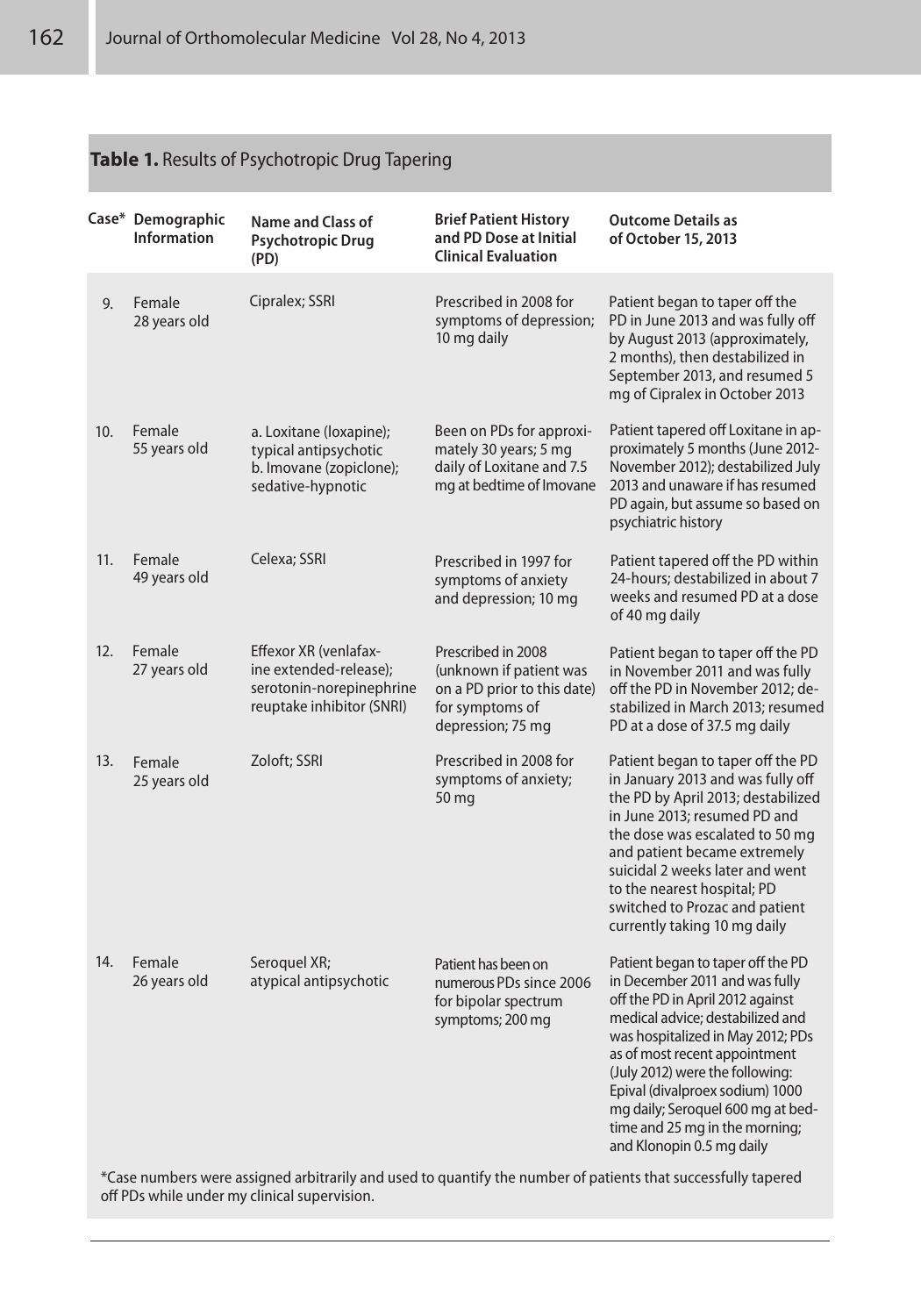**Table 1.** Results of Psychotropic Drug Tapering

| Case* | Demographic Information | Name and Class of Psychotropic Drug (PD) | Brief Patient History and PD Dose at Initial Clinical Evaluation | Outcome Details as of October 15, 2013 |
|---|---|---|---|---|
| 9. | Female 28 years old | Cipralex; SSRI | Prescribed in 2008 for symptoms of depression; 10 mg daily | Patient began to taper off the PD in June 2013 and was fully off by August 2013 (approximately, 2 months), then destabilized in September 2013, and resumed 5 mg of Cipralex in October 2013 |
| 10. | Female 55 years old | a. Loxitane (loxapine); typical antipsychotic b. Imovane (zopiclone); sedative-hypnotic | Been on PDs for approximately 30 years; 5 mg daily of Loxitane and 7.5 mg at bedtime of Imovane | Patient tapered off Loxitane in approximately 5 months (June 2012-November 2012); destabilized July 2013 and unaware if has resumed PD again, but assume so based on psychiatric history |
| 11. | Female 49 years old | Celexa; SSRI | Prescribed in 1997 for symptoms of anxiety and depression; 10 mg | Patient tapered off the PD within 24-hours; destabilized in about 7 weeks and resumed PD at a dose of 40 mg daily |
| 12. | Female 27 years old | Effexor XR (venlafaxine extended-release); serotonin-norepinephrine reuptake inhibitor (SNRI) | Prescribed in 2008 (unknown if patient was on a PD prior to this date) for symptoms of depression; 75 mg | Patient began to taper off the PD in November 2011 and was fully off the PD in November 2012; destabilized in March 2013; resumed PD at a dose of 37.5 mg daily |
| 13. | Female 25 years old | Zoloft; SSRI | Prescribed in 2008 for symptoms of anxiety; 50 mg | Patient began to taper off the PD in January 2013 and was fully off the PD by April 2013; destabilized in June 2013; resumed PD and the dose was escalated to 50 mg and patient became extremely suicidal 2 weeks later and went to the nearest hospital; PD switched to Prozac and patient currently taking 10 mg daily |
| 14. | Female 26 years old | Seroquel XR; atypical antipsychotic | Patient has been on numerous PDs since 2006 for bipolar spectrum symptoms; 200 mg | Patient began to taper off the PD in December 2011 and was fully off the PD in April 2012 against medical advice; destabilized and was hospitalized in May 2012; PDs as of most recent appointment (July 2012) were the following: Epival (divalproex sodium) 1000 mg daily; Seroquel 600 mg at bedtime and 25 mg in the morning; and Klonopin 0.5 mg daily |

*Case numbers were assigned arbitrarily and used to quantify the number of patients that successfully tapered off PDs while under my clinical supervision.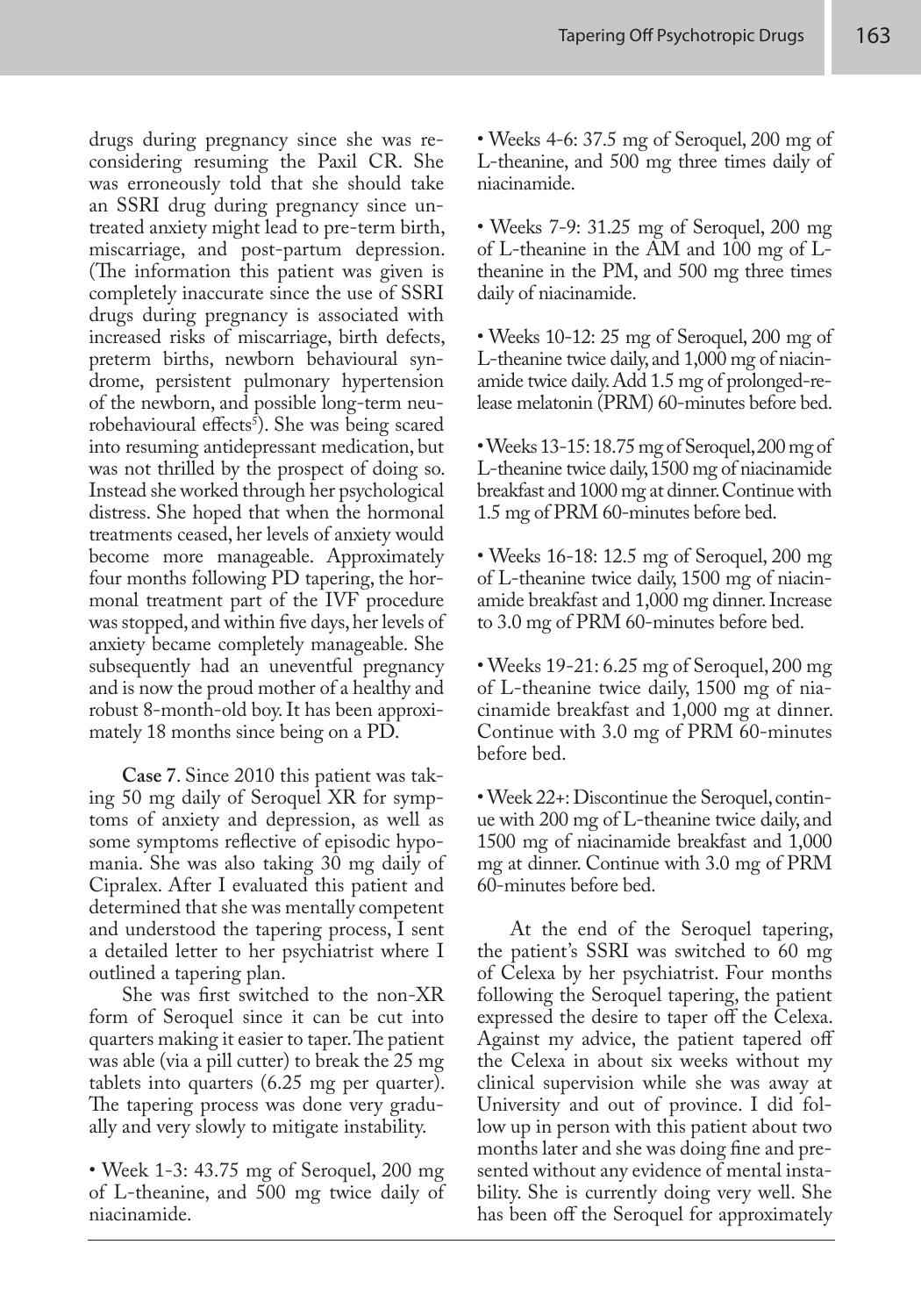drugs during pregnancy since she was reconsidering resuming the Paxil CR. She was erroneously told that she should take an SSRI drug during pregnancy since untreated anxiety might lead to pre-term birth, miscarriage, and post-partum depression. (The information this patient was given is completely inaccurate since the use of SSRI drugs during pregnancy is associated with increased risks of miscarriage, birth defects, preterm births, newborn behavioural syndrome, persistent pulmonary hypertension of the newborn, and possible long-term neurobehavioural effects[5]). She was being scared into resuming antidepressant medication, but was not thrilled by the prospect of doing so. Instead she worked through her psychological distress. She hoped that when the hormonal treatments ceased, her levels of anxiety would become more manageable. Approximately four months following PD tapering, the hormonal treatment part of the IVF procedure was stopped, and within five days, her levels of anxiety became completely manageable. She subsequently had an uneventful pregnancy and is now the proud mother of a healthy and robust 8-month-old boy. It has been approximately 18 months since being on a PD.

**Case 7**. Since 2010 this patient was taking 50 mg daily of Seroquel XR for symptoms of anxiety and depression, as well as some symptoms reflective of episodic hypomania. She was also taking 30 mg daily of Cipralex. After I evaluated this patient and determined that she was mentally competent and understood the tapering process, I sent a detailed letter to her psychiatrist where I outlined a tapering plan.

She was first switched to the non-XR form of Seroquel since it can be cut into quarters making it easier to taper. The patient was able (via a pill cutter) to break the 25 mg tablets into quarters (6.25 mg per quarter). The tapering process was done very gradually and very slowly to mitigate instability.

- Week 1-3: 43.75 mg of Seroquel, 200 mg of L-theanine, and 500 mg twice daily of niacinamide.

- Weeks 4-6: 37.5 mg of Seroquel, 200 mg of L-theanine, and 500 mg three times daily of niacinamide.

- Weeks 7-9: 31.25 mg of Seroquel, 200 mg of L-theanine in the AM and 100 mg of L-theanine in the PM, and 500 mg three times daily of niacinamide.

- Weeks 10-12: 25 mg of Seroquel, 200 mg of L-theanine twice daily, and 1,000 mg of niacinamide twice daily. Add 1.5 mg of prolonged-release melatonin (PRM) 60-minutes before bed.

- Weeks 13-15: 18.75 mg of Seroquel, 200 mg of L-theanine twice daily, 1500 mg of niacinamide breakfast and 1000 mg at dinner. Continue with 1.5 mg of PRM 60-minutes before bed.

- Weeks 16-18: 12.5 mg of Seroquel, 200 mg of L-theanine twice daily, 1500 mg of niacinamide breakfast and 1,000 mg dinner. Increase to 3.0 mg of PRM 60-minutes before bed.

- Weeks 19-21: 6.25 mg of Seroquel, 200 mg of L-theanine twice daily, 1500 mg of niacinamide breakfast and 1,000 mg at dinner. Continue with 3.0 mg of PRM 60-minutes before bed.

- Week 22+: Discontinue the Seroquel, continue with 200 mg of L-theanine twice daily, and 1500 mg of niacinamide breakfast and 1,000 mg at dinner. Continue with 3.0 mg of PRM 60-minutes before bed.

At the end of the Seroquel tapering, the patient's SSRI was switched to 60 mg of Celexa by her psychiatrist. Four months following the Seroquel tapering, the patient expressed the desire to taper off the Celexa. Against my advice, the patient tapered off the Celexa in about six weeks without my clinical supervision while she was away at University and out of province. I did follow up in person with this patient about two months later and she was doing fine and presented without any evidence of mental instability. She is currently doing very well. She has been off the Seroquel for approximately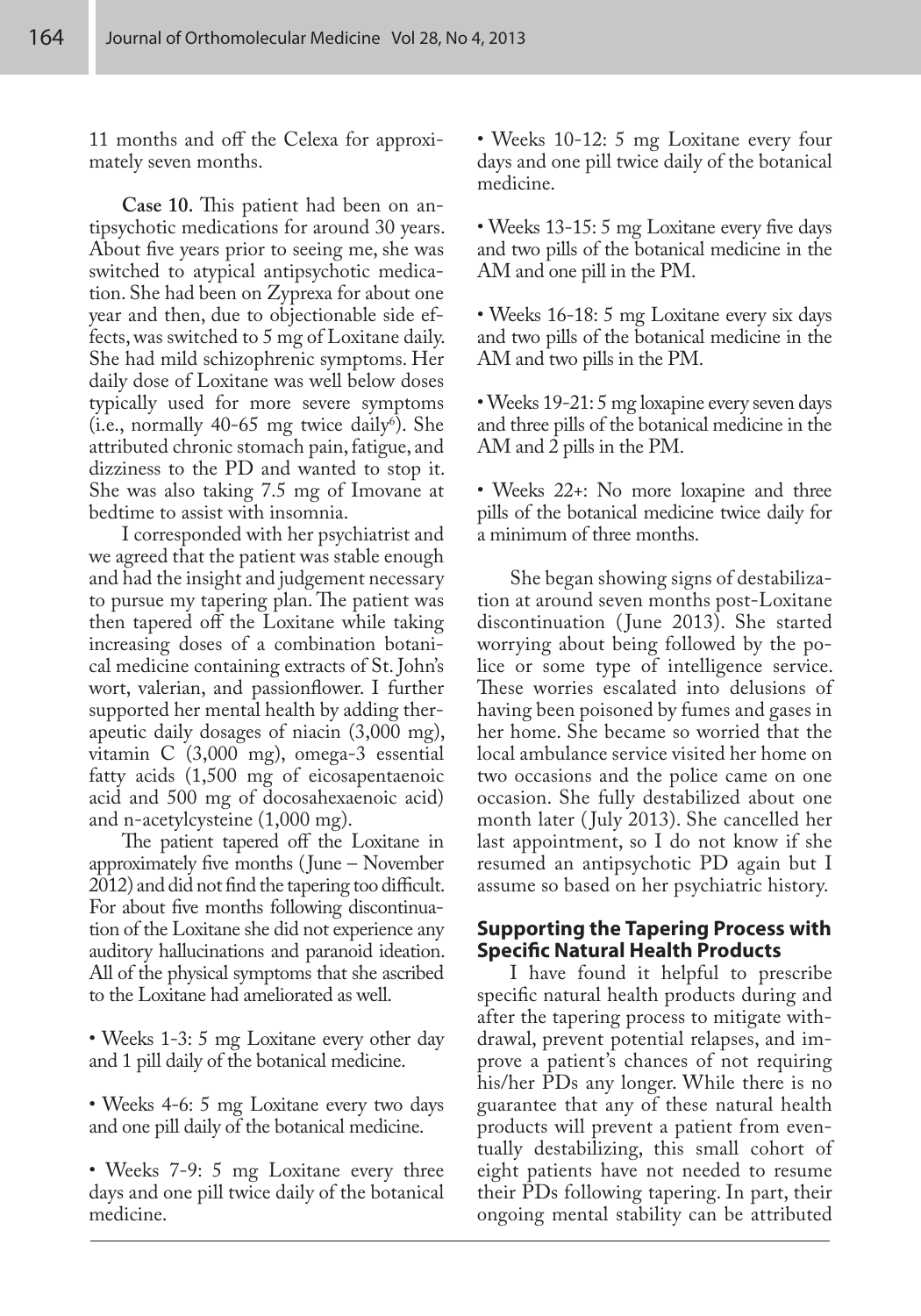11 months and off the Celexa for approximately seven months.

**Case 10.** This patient had been on antipsychotic medications for around 30 years. About five years prior to seeing me, she was switched to atypical antipsychotic medication. She had been on Zyprexa for about one year and then, due to objectionable side effects, was switched to 5 mg of Loxitane daily. She had mild schizophrenic symptoms. Her daily dose of Loxitane was well below doses typically used for more severe symptoms (i.e., normally 40-65 mg twice daily[6]). She attributed chronic stomach pain, fatigue, and dizziness to the PD and wanted to stop it. She was also taking 7.5 mg of Imovane at bedtime to assist with insomnia.

I corresponded with her psychiatrist and we agreed that the patient was stable enough and had the insight and judgement necessary to pursue my tapering plan. The patient was then tapered off the Loxitane while taking increasing doses of a combination botanical medicine containing extracts of St. John's wort, valerian, and passionflower. I further supported her mental health by adding therapeutic daily dosages of niacin (3,000 mg), vitamin C (3,000 mg), omega-3 essential fatty acids (1,500 mg of eicosapentaenoic acid and 500 mg of docosahexaenoic acid) and n-acetylcysteine (1,000 mg).

The patient tapered off the Loxitane in approximately five months (June – November 2012) and did not find the tapering too difficult. For about five months following discontinuation of the Loxitane she did not experience any auditory hallucinations and paranoid ideation. All of the physical symptoms that she ascribed to the Loxitane had ameliorated as well.

- Weeks 1-3: 5 mg Loxitane every other day and 1 pill daily of the botanical medicine.
- Weeks 4-6: 5 mg Loxitane every two days and one pill daily of the botanical medicine.
- Weeks 7-9: 5 mg Loxitane every three days and one pill twice daily of the botanical medicine.
- Weeks 10-12: 5 mg Loxitane every four days and one pill twice daily of the botanical medicine.
- Weeks 13-15: 5 mg Loxitane every five days and two pills of the botanical medicine in the AM and one pill in the PM.
- Weeks 16-18: 5 mg Loxitane every six days and two pills of the botanical medicine in the AM and two pills in the PM.
- Weeks 19-21: 5 mg loxapine every seven days and three pills of the botanical medicine in the AM and 2 pills in the PM.
- Weeks 22+: No more loxapine and three pills of the botanical medicine twice daily for a minimum of three months.

She began showing signs of destabilization at around seven months post-Loxitane discontinuation (June 2013). She started worrying about being followed by the police or some type of intelligence service. These worries escalated into delusions of having been poisoned by fumes and gases in her home. She became so worried that the local ambulance service visited her home on two occasions and the police came on one occasion. She fully destabilized about one month later (July 2013). She cancelled her last appointment, so I do not know if she resumed an antipsychotic PD again but I assume so based on her psychiatric history.

## Supporting the Tapering Process with Specific Natural Health Products

I have found it helpful to prescribe specific natural health products during and after the tapering process to mitigate withdrawal, prevent potential relapses, and improve a patient's chances of not requiring his/her PDs any longer. While there is no guarantee that any of these natural health products will prevent a patient from eventually destabilizing, this small cohort of eight patients have not needed to resume their PDs following tapering. In part, their ongoing mental stability can be attributed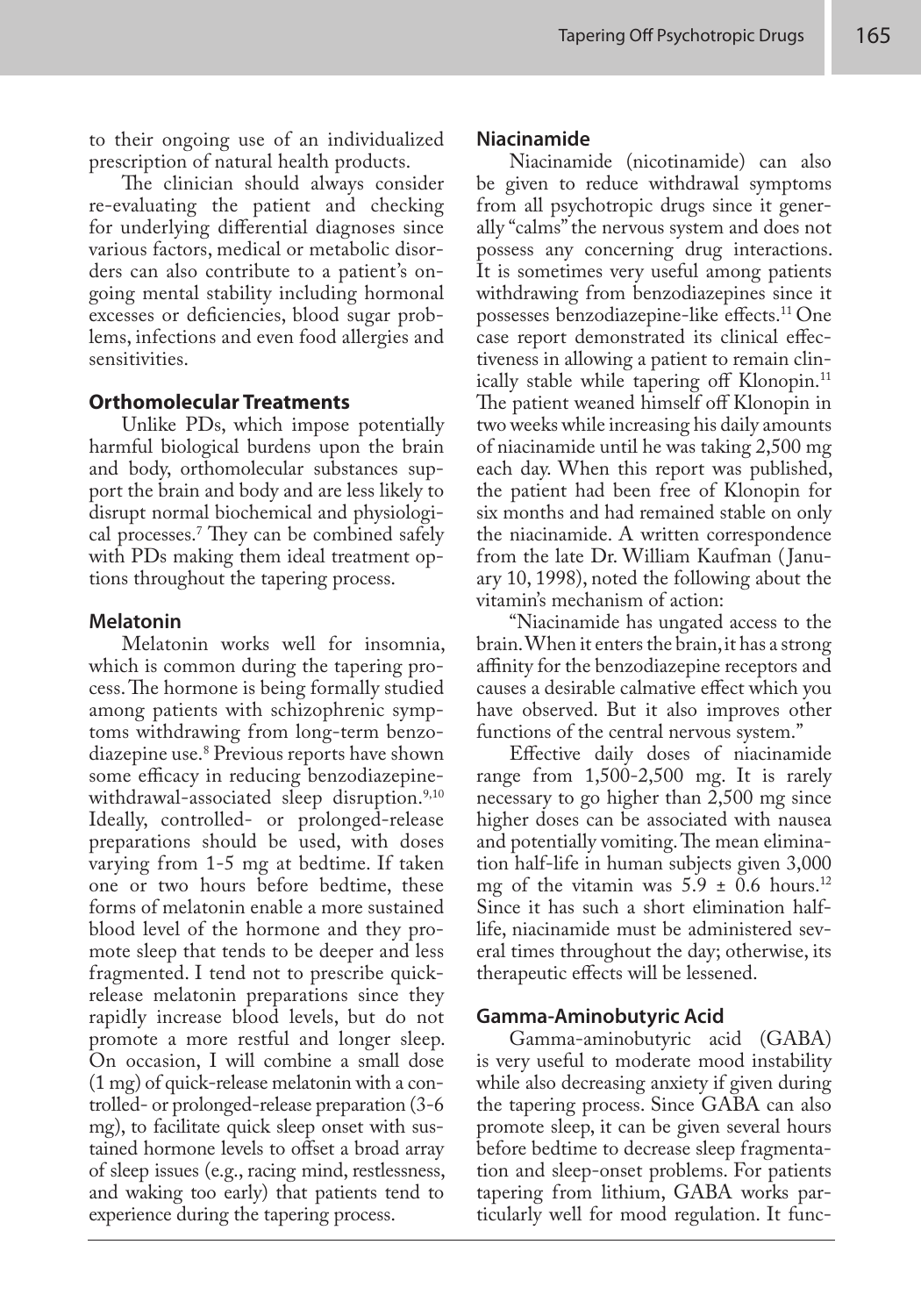to their ongoing use of an individualized prescription of natural health products.

The clinician should always consider re-evaluating the patient and checking for underlying differential diagnoses since various factors, medical or metabolic disorders can also contribute to a patient's ongoing mental stability including hormonal excesses or deficiencies, blood sugar problems, infections and even food allergies and sensitivities.

## Orthomolecular Treatments

Unlike PDs, which impose potentially harmful biological burdens upon the brain and body, orthomolecular substances support the brain and body and are less likely to disrupt normal biochemical and physiological processes.[7] They can be combined safely with PDs making them ideal treatment options throughout the tapering process.

### Melatonin

Melatonin works well for insomnia, which is common during the tapering process. The hormone is being formally studied among patients with schizophrenic symptoms withdrawing from long-term benzodiazepine use.[8] Previous reports have shown some efficacy in reducing benzodiazepine-withdrawal-associated sleep disruption.[9,10] Ideally, controlled- or prolonged-release preparations should be used, with doses varying from 1-5 mg at bedtime. If taken one or two hours before bedtime, these forms of melatonin enable a more sustained blood level of the hormone and they promote sleep that tends to be deeper and less fragmented. I tend not to prescribe quick-release melatonin preparations since they rapidly increase blood levels, but do not promote a more restful and longer sleep. On occasion, I will combine a small dose (1 mg) of quick-release melatonin with a controlled- or prolonged-release preparation (3-6 mg), to facilitate quick sleep onset with sustained hormone levels to offset a broad array of sleep issues (e.g., racing mind, restlessness, and waking too early) that patients tend to experience during the tapering process.

### Niacinamide

Niacinamide (nicotinamide) can also be given to reduce withdrawal symptoms from all psychotropic drugs since it generally "calms" the nervous system and does not possess any concerning drug interactions. It is sometimes very useful among patients withdrawing from benzodiazepines since it possesses benzodiazepine-like effects.[11] One case report demonstrated its clinical effectiveness in allowing a patient to remain clinically stable while tapering off Klonopin.[11] The patient weaned himself off Klonopin in two weeks while increasing his daily amounts of niacinamide until he was taking 2,500 mg each day. When this report was published, the patient had been free of Klonopin for six months and had remained stable on only the niacinamide. A written correspondence from the late Dr. William Kaufman (January 10, 1998), noted the following about the vitamin's mechanism of action:

"Niacinamide has ungated access to the brain. When it enters the brain, it has a strong affinity for the benzodiazepine receptors and causes a desirable calmative effect which you have observed. But it also improves other functions of the central nervous system."

Effective daily doses of niacinamide range from 1,500-2,500 mg. It is rarely necessary to go higher than 2,500 mg since higher doses can be associated with nausea and potentially vomiting. The mean elimination half-life in human subjects given 3,000 mg of the vitamin was $5.9 \pm 0.6$ hours.[12] Since it has such a short elimination half-life, niacinamide must be administered several times throughout the day; otherwise, its therapeutic effects will be lessened.

### Gamma-Aminobutyric Acid

Gamma-aminobutyric acid (GABA) is very useful to moderate mood instability while also decreasing anxiety if given during the tapering process. Since GABA can also promote sleep, it can be given several hours before bedtime to decrease sleep fragmentation and sleep-onset problems. For patients tapering from lithium, GABA works particularly well for mood regulation. It func-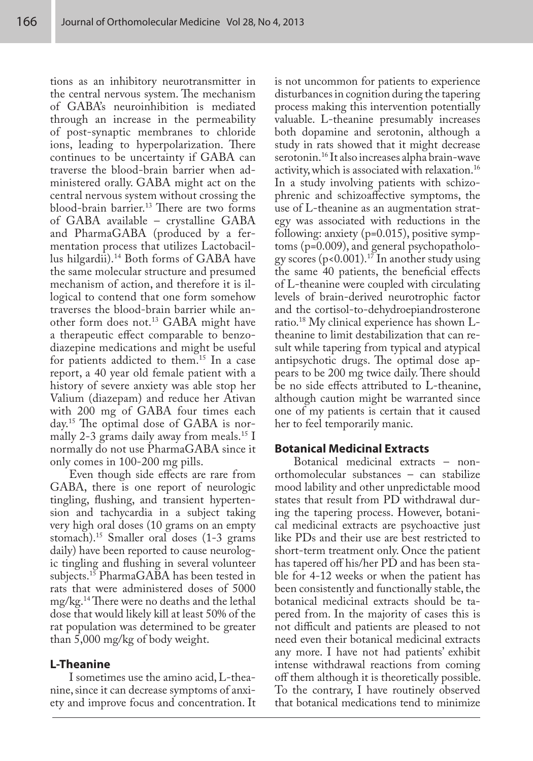tions as an inhibitory neurotransmitter in the central nervous system. The mechanism of GABA's neuroinhibition is mediated through an increase in the permeability of post-synaptic membranes to chloride ions, leading to hyperpolarization. There continues to be uncertainty if GABA can traverse the blood-brain barrier when administered orally. GABA might act on the central nervous system without crossing the blood-brain barrier.[13] There are two forms of GABA available – crystalline GABA and PharmaGABA (produced by a fermentation process that utilizes Lactobacillus hilgardii).[14] Both forms of GABA have the same molecular structure and presumed mechanism of action, and therefore it is illogical to contend that one form somehow traverses the blood-brain barrier while another form does not.[13] GABA might have a therapeutic effect comparable to benzodiazepine medications and might be useful for patients addicted to them.[15] In a case report, a 40 year old female patient with a history of severe anxiety was able stop her Valium (diazepam) and reduce her Ativan with 200 mg of GABA four times each day.[15] The optimal dose of GABA is normally 2-3 grams daily away from meals.[15] I normally do not use PharmaGABA since it only comes in 100-200 mg pills.

Even though side effects are rare from GABA, there is one report of neurologic tingling, flushing, and transient hypertension and tachycardia in a subject taking very high oral doses (10 grams on an empty stomach).[15] Smaller oral doses (1-3 grams daily) have been reported to cause neurologic tingling and flushing in several volunteer subjects.[15] PharmaGABA has been tested in rats that were administered doses of 5000 mg/kg.[14] There were no deaths and the lethal dose that would likely kill at least 50% of the rat population was determined to be greater than 5,000 mg/kg of body weight.

### L-Theanine

I sometimes use the amino acid, L-theanine, since it can decrease symptoms of anxiety and improve focus and concentration. It is not uncommon for patients to experience disturbances in cognition during the tapering process making this intervention potentially valuable. L-theanine presumably increases both dopamine and serotonin, although a study in rats showed that it might decrease serotonin.[16] It also increases alpha brain-wave activity, which is associated with relaxation.[16] In a study involving patients with schizophrenic and schizoaffective symptoms, the use of L-theanine as an augmentation strategy was associated with reductions in the following: anxiety ($p=0.015$), positive symptoms ($p=0.009$), and general psychopathology scores ($p<0.001$).[17] In another study using the same 40 patients, the beneficial effects of L-theanine were coupled with circulating levels of brain-derived neurotrophic factor and the cortisol-to-dehydroepiandrosterone ratio.[18] My clinical experience has shown L-theanine to limit destabilization that can result while tapering from typical and atypical antipsychotic drugs. The optimal dose appears to be 200 mg twice daily. There should be no side effects attributed to L-theanine, although caution might be warranted since one of my patients is certain that it caused her to feel temporarily manic.

### Botanical Medicinal Extracts

Botanical medicinal extracts – non-orthomolecular substances – can stabilize mood lability and other unpredictable mood states that result from PD withdrawal during the tapering process. However, botanical medicinal extracts are psychoactive just like PDs and their use are best restricted to short-term treatment only. Once the patient has tapered off his/her PD and has been stable for 4-12 weeks or when the patient has been consistently and functionally stable, the botanical medicinal extracts should be tapered from. In the majority of cases this is not difficult and patients are pleased to not need even their botanical medicinal extracts any more. I have not had patients' exhibit intense withdrawal reactions from coming off them although it is theoretically possible. To the contrary, I have routinely observed that botanical medications tend to minimize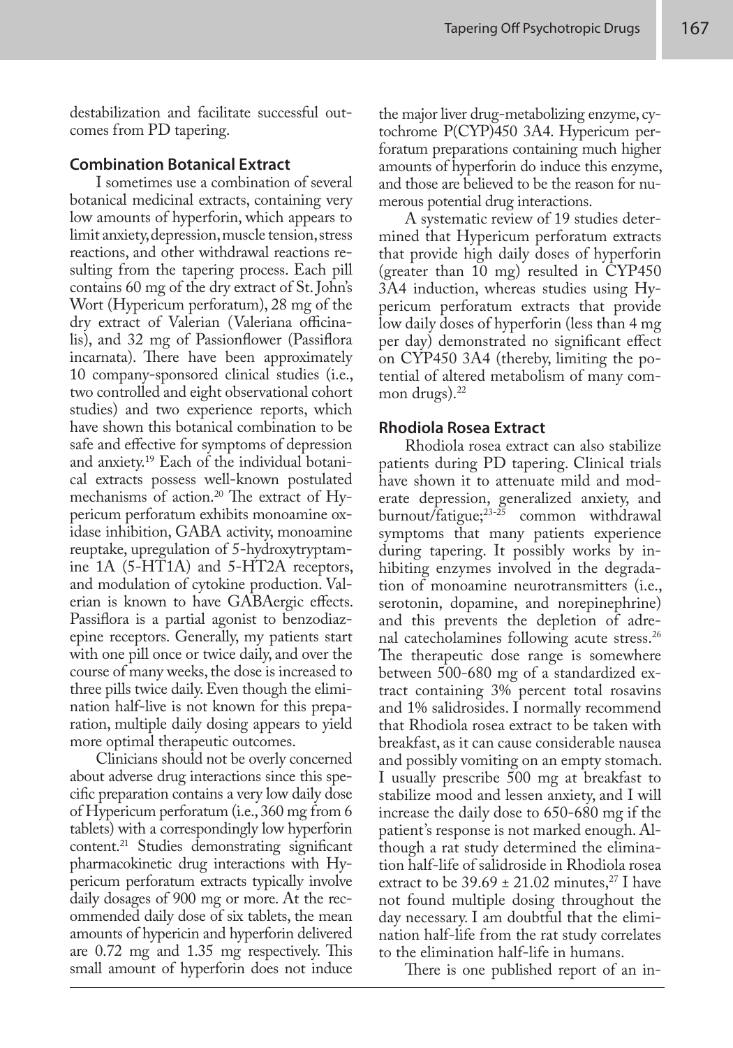destabilization and facilitate successful outcomes from PD tapering.

### Combination Botanical Extract

I sometimes use a combination of several botanical medicinal extracts, containing very low amounts of hyperforin, which appears to limit anxiety, depression, muscle tension, stress reactions, and other withdrawal reactions resulting from the tapering process. Each pill contains 60 mg of the dry extract of St. John's Wort (Hypericum perforatum), 28 mg of the dry extract of Valerian (Valeriana officinalis), and 32 mg of Passionflower (Passiflora incarnata). There have been approximately 10 company-sponsored clinical studies (i.e., two controlled and eight observational cohort studies) and two experience reports, which have shown this botanical combination to be safe and effective for symptoms of depression and anxiety.[19] Each of the individual botanical extracts possess well-known postulated mechanisms of action.[20] The extract of Hypericum perforatum exhibits monoamine oxidase inhibition, GABA activity, monoamine reuptake, upregulation of 5-hydroxytryptamine 1A (5-HT1A) and 5-HT2A receptors, and modulation of cytokine production. Valerian is known to have GABAergic effects. Passiflora is a partial agonist to benzodiazepine receptors. Generally, my patients start with one pill once or twice daily, and over the course of many weeks, the dose is increased to three pills twice daily. Even though the elimination half-live is not known for this preparation, multiple daily dosing appears to yield more optimal therapeutic outcomes.

Clinicians should not be overly concerned about adverse drug interactions since this specific preparation contains a very low daily dose of Hypericum perforatum (i.e., 360 mg from 6 tablets) with a correspondingly low hyperforin content.[21] Studies demonstrating significant pharmacokinetic drug interactions with Hypericum perforatum extracts typically involve daily dosages of 900 mg or more. At the recommended daily dose of six tablets, the mean amounts of hypericin and hyperforin delivered are 0.72 mg and 1.35 mg respectively. This small amount of hyperforin does not induce the major liver drug-metabolizing enzyme, cytochrome P(CYP)450 3A4. Hypericum perforatum preparations containing much higher amounts of hyperforin do induce this enzyme, and those are believed to be the reason for numerous potential drug interactions.

A systematic review of 19 studies determined that Hypericum perforatum extracts that provide high daily doses of hyperforin (greater than 10 mg) resulted in CYP450 3A4 induction, whereas studies using Hypericum perforatum extracts that provide low daily doses of hyperforin (less than 4 mg per day) demonstrated no significant effect on CYP450 3A4 (thereby, limiting the potential of altered metabolism of many common drugs).[22]

### Rhodiola Rosea Extract

Rhodiola rosea extract can also stabilize patients during PD tapering. Clinical trials have shown it to attenuate mild and moderate depression, generalized anxiety, and burnout/fatigue;[23-25] common withdrawal symptoms that many patients experience during tapering. It possibly works by inhibiting enzymes involved in the degradation of monoamine neurotransmitters (i.e., serotonin, dopamine, and norepinephrine) and this prevents the depletion of adrenal catecholamines following acute stress.[26] The therapeutic dose range is somewhere between 500-680 mg of a standardized extract containing 3% percent total rosavins and 1% salidrosides. I normally recommend that Rhodiola rosea extract to be taken with breakfast, as it can cause considerable nausea and possibly vomiting on an empty stomach. I usually prescribe 500 mg at breakfast to stabilize mood and lessen anxiety, and I will increase the daily dose to 650-680 mg if the patient's response is not marked enough. Although a rat study determined the elimination half-life of salidroside in Rhodiola rosea extract to be $39.69 \pm 21.02$ minutes,[27] I have not found multiple dosing throughout the day necessary. I am doubtful that the elimination half-life from the rat study correlates to the elimination half-life in humans.

There is one published report of an in-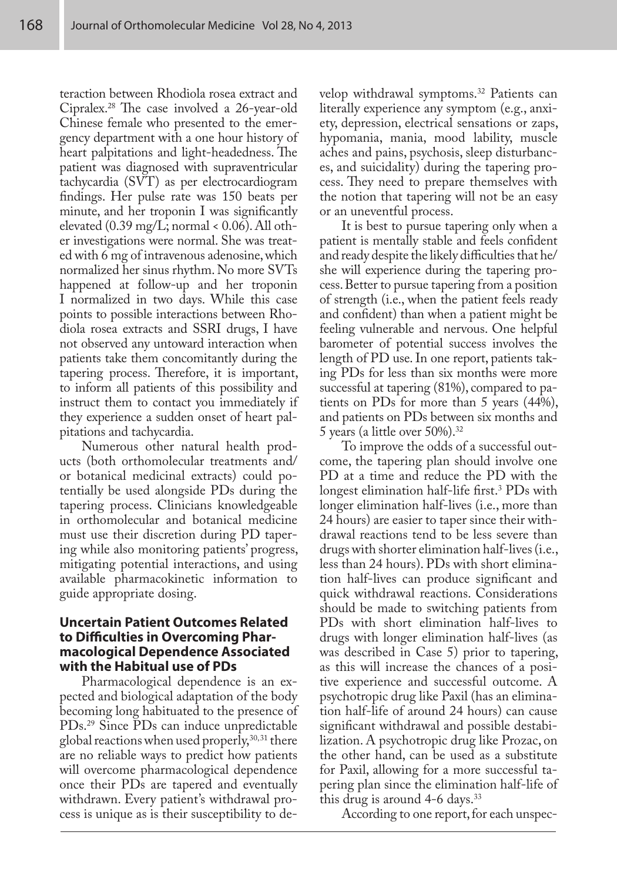teraction between Rhodiola rosea extract and Cipralex.[28] The case involved a 26-year-old Chinese female who presented to the emergency department with a one hour history of heart palpitations and light-headedness. The patient was diagnosed with supraventricular tachycardia (SVT) as per electrocardiogram findings. Her pulse rate was 150 beats per minute, and her troponin I was significantly elevated (0.39 mg/L; normal < 0.06). All other investigations were normal. She was treated with 6 mg of intravenous adenosine, which normalized her sinus rhythm. No more SVTs happened at follow-up and her troponin I normalized in two days. While this case points to possible interactions between Rhodiola rosea extracts and SSRI drugs, I have not observed any untoward interaction when patients take them concomitantly during the tapering process. Therefore, it is important, to inform all patients of this possibility and instruct them to contact you immediately if they experience a sudden onset of heart palpitations and tachycardia.

Numerous other natural health products (both orthomolecular treatments and/or botanical medicinal extracts) could potentially be used alongside PDs during the tapering process. Clinicians knowledgeable in orthomolecular and botanical medicine must use their discretion during PD tapering while also monitoring patients' progress, mitigating potential interactions, and using available pharmacokinetic information to guide appropriate dosing.

### Uncertain Patient Outcomes Related to Difficulties in Overcoming Pharmacological Dependence Associated with the Habitual use of PDs

Pharmacological dependence is an expected and biological adaptation of the body becoming long habituated to the presence of PDs.[29] Since PDs can induce unpredictable global reactions when used properly,[30,31] there are no reliable ways to predict how patients will overcome pharmacological dependence once their PDs are tapered and eventually withdrawn. Every patient's withdrawal process is unique as is their susceptibility to develop withdrawal symptoms.[32] Patients can literally experience any symptom (e.g., anxiety, depression, electrical sensations or zaps, hypomania, mania, mood lability, muscle aches and pains, psychosis, sleep disturbances, and suicidality) during the tapering process. They need to prepare themselves with the notion that tapering will not be an easy or an uneventful process.

It is best to pursue tapering only when a patient is mentally stable and feels confident and ready despite the likely difficulties that he/she will experience during the tapering process. Better to pursue tapering from a position of strength (i.e., when the patient feels ready and confident) than when a patient might be feeling vulnerable and nervous. One helpful barometer of potential success involves the length of PD use. In one report, patients taking PDs for less than six months were more successful at tapering (81%), compared to patients on PDs for more than 5 years (44%), and patients on PDs between six months and 5 years (a little over 50%).[32]

To improve the odds of a successful outcome, the tapering plan should involve one PD at a time and reduce the PD with the longest elimination half-life first.[3] PDs with longer elimination half-lives (i.e., more than 24 hours) are easier to taper since their withdrawal reactions tend to be less severe than drugs with shorter elimination half-lives (i.e., less than 24 hours). PDs with short elimination half-lives can produce significant and quick withdrawal reactions. Considerations should be made to switching patients from PDs with short elimination half-lives to drugs with longer elimination half-lives (as was described in Case 5) prior to tapering, as this will increase the chances of a positive experience and successful outcome. A psychotropic drug like Paxil (has an elimination half-life of around 24 hours) can cause significant withdrawal and possible destabilization. A psychotropic drug like Prozac, on the other hand, can be used as a substitute for Paxil, allowing for a more successful tapering plan since the elimination half-life of this drug is around 4-6 days.[33]

According to one report, for each unspec-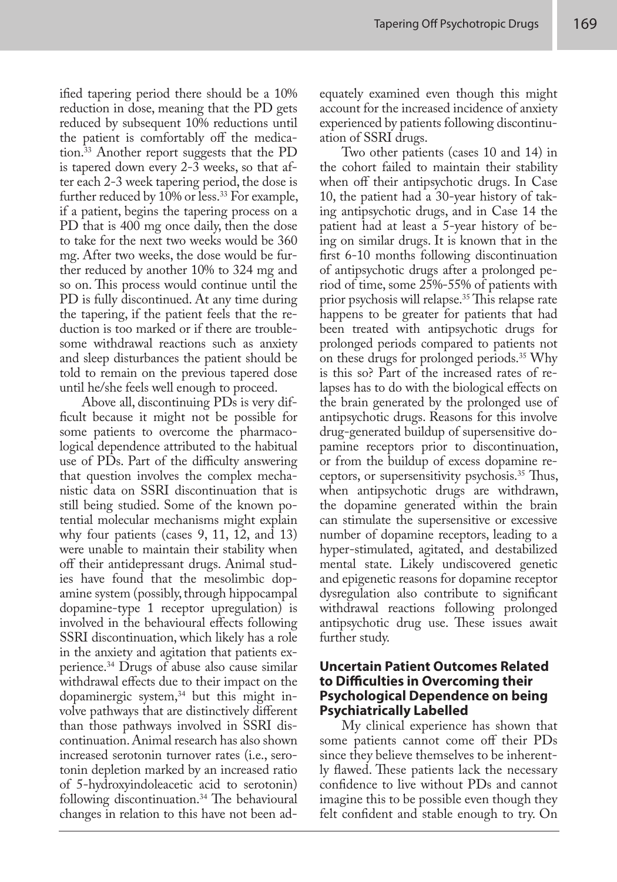ified tapering period there should be a 10% reduction in dose, meaning that the PD gets reduced by subsequent 10% reductions until the patient is comfortably off the medication.[33] Another report suggests that the PD is tapered down every 2-3 weeks, so that after each 2-3 week tapering period, the dose is further reduced by 10% or less.[33] For example, if a patient, begins the tapering process on a PD that is 400 mg once daily, then the dose to take for the next two weeks would be 360 mg. After two weeks, the dose would be further reduced by another 10% to 324 mg and so on. This process would continue until the PD is fully discontinued. At any time during the tapering, if the patient feels that the reduction is too marked or if there are troublesome withdrawal reactions such as anxiety and sleep disturbances the patient should be told to remain on the previous tapered dose until he/she feels well enough to proceed.

Above all, discontinuing PDs is very difficult because it might not be possible for some patients to overcome the pharmacological dependence attributed to the habitual use of PDs. Part of the difficulty answering that question involves the complex mechanistic data on SSRI discontinuation that is still being studied. Some of the known potential molecular mechanisms might explain why four patients (cases 9, 11, 12, and 13) were unable to maintain their stability when off their antidepressant drugs. Animal studies have found that the mesolimbic dopamine system (possibly, through hippocampal dopamine-type 1 receptor upregulation) is involved in the behavioural effects following SSRI discontinuation, which likely has a role in the anxiety and agitation that patients experience.[34] Drugs of abuse also cause similar withdrawal effects due to their impact on the dopaminergic system,[34] but this might involve pathways that are distinctively different than those pathways involved in SSRI discontinuation. Animal research has also shown increased serotonin turnover rates (i.e., serotonin depletion marked by an increased ratio of 5-hydroxyindoleacetic acid to serotonin) following discontinuation.[34] The behavioural changes in relation to this have not been adequately examined even though this might account for the increased incidence of anxiety experienced by patients following discontinuation of SSRI drugs.

Two other patients (cases 10 and 14) in the cohort failed to maintain their stability when off their antipsychotic drugs. In Case 10, the patient had a 30-year history of taking antipsychotic drugs, and in Case 14 the patient had at least a 5-year history of being on similar drugs. It is known that in the first 6-10 months following discontinuation of antipsychotic drugs after a prolonged period of time, some 25%-55% of patients with prior psychosis will relapse.[35] This relapse rate happens to be greater for patients that had been treated with antipsychotic drugs for prolonged periods compared to patients not on these drugs for prolonged periods.[35] Why is this so? Part of the increased rates of relapses has to do with the biological effects on the brain generated by the prolonged use of antipsychotic drugs. Reasons for this involve drug-generated buildup of supersensitive dopamine receptors prior to discontinuation, or from the buildup of excess dopamine receptors, or supersensitivity psychosis.[35] Thus, when antipsychotic drugs are withdrawn, the dopamine generated within the brain can stimulate the supersensitive or excessive number of dopamine receptors, leading to a hyper-stimulated, agitated, and destabilized mental state. Likely undiscovered genetic and epigenetic reasons for dopamine receptor dysregulation also contribute to significant withdrawal reactions following prolonged antipsychotic drug use. These issues await further study.

### Uncertain Patient Outcomes Related to Difficulties in Overcoming their Psychological Dependence on being Psychiatrically Labelled

My clinical experience has shown that some patients cannot come off their PDs since they believe themselves to be inherently flawed. These patients lack the necessary confidence to live without PDs and cannot imagine this to be possible even though they felt confident and stable enough to try. On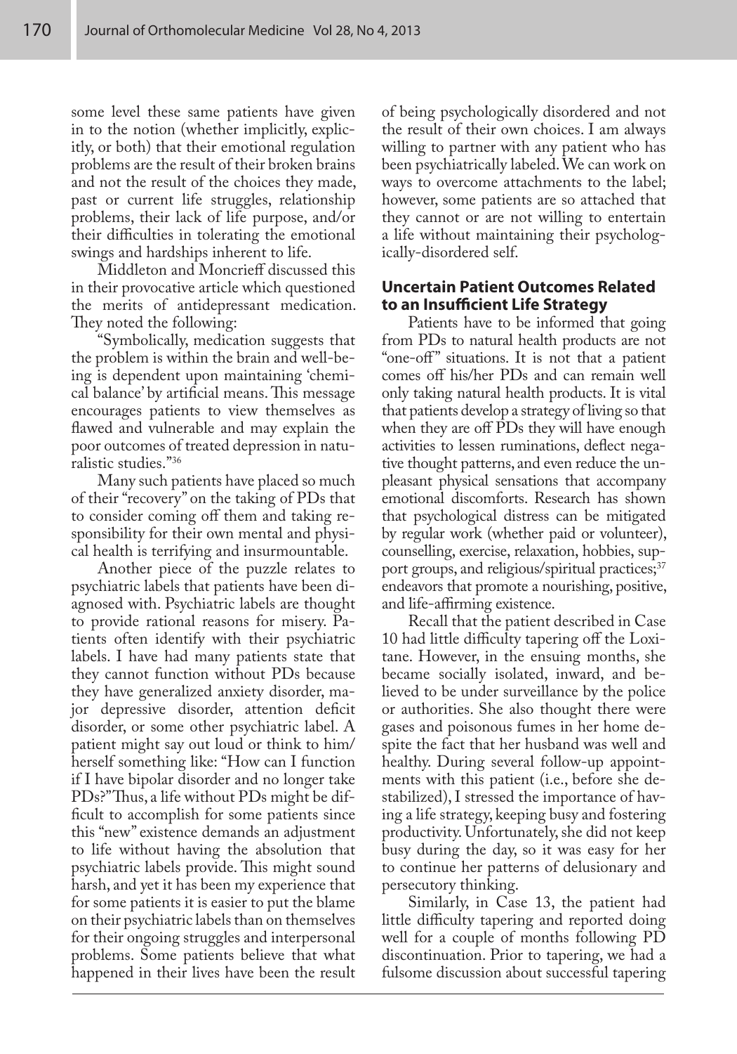some level these same patients have given in to the notion (whether implicitly, explicitly, or both) that their emotional regulation problems are the result of their broken brains and not the result of the choices they made, past or current life struggles, relationship problems, their lack of life purpose, and/or their difficulties in tolerating the emotional swings and hardships inherent to life.

Middleton and Moncrieff discussed this in their provocative article which questioned the merits of antidepressant medication. They noted the following:

"Symbolically, medication suggests that the problem is within the brain and well-being is dependent upon maintaining 'chemical balance' by artificial means. This message encourages patients to view themselves as flawed and vulnerable and may explain the poor outcomes of treated depression in naturalistic studies."[36]

Many such patients have placed so much of their "recovery" on the taking of PDs that to consider coming off them and taking responsibility for their own mental and physical health is terrifying and insurmountable.

Another piece of the puzzle relates to psychiatric labels that patients have been diagnosed with. Psychiatric labels are thought to provide rational reasons for misery. Patients often identify with their psychiatric labels. I have had many patients state that they cannot function without PDs because they have generalized anxiety disorder, major depressive disorder, attention deficit disorder, or some other psychiatric label. A patient might say out loud or think to him/herself something like: "How can I function if I have bipolar disorder and no longer take PDs?" Thus, a life without PDs might be difficult to accomplish for some patients since this "new" existence demands an adjustment to life without having the absolution that psychiatric labels provide. This might sound harsh, and yet it has been my experience that for some patients it is easier to put the blame on their psychiatric labels than on themselves for their ongoing struggles and interpersonal problems. Some patients believe that what happened in their lives have been the result of being psychologically disordered and not the result of their own choices. I am always willing to partner with any patient who has been psychiatrically labeled. We can work on ways to overcome attachments to the label; however, some patients are so attached that they cannot or are not willing to entertain a life without maintaining their psychologically-disordered self.

### Uncertain Patient Outcomes Related to an Insufficient Life Strategy

Patients have to be informed that going from PDs to natural health products are not "one-off" situations. It is not that a patient comes off his/her PDs and can remain well only taking natural health products. It is vital that patients develop a strategy of living so that when they are off PDs they will have enough activities to lessen ruminations, deflect negative thought patterns, and even reduce the unpleasant physical sensations that accompany emotional discomforts. Research has shown that psychological distress can be mitigated by regular work (whether paid or volunteer), counselling, exercise, relaxation, hobbies, support groups, and religious/spiritual practices;[37] endeavors that promote a nourishing, positive, and life-affirming existence.

Recall that the patient described in Case 10 had little difficulty tapering off the Loxitane. However, in the ensuing months, she became socially isolated, inward, and believed to be under surveillance by the police or authorities. She also thought there were gases and poisonous fumes in her home despite the fact that her husband was well and healthy. During several follow-up appointments with this patient (i.e., before she destabilized), I stressed the importance of having a life strategy, keeping busy and fostering productivity. Unfortunately, she did not keep busy during the day, so it was easy for her to continue her patterns of delusionary and persecutory thinking.

Similarly, in Case 13, the patient had little difficulty tapering and reported doing well for a couple of months following PD discontinuation. Prior to tapering, we had a fulsome discussion about successful tapering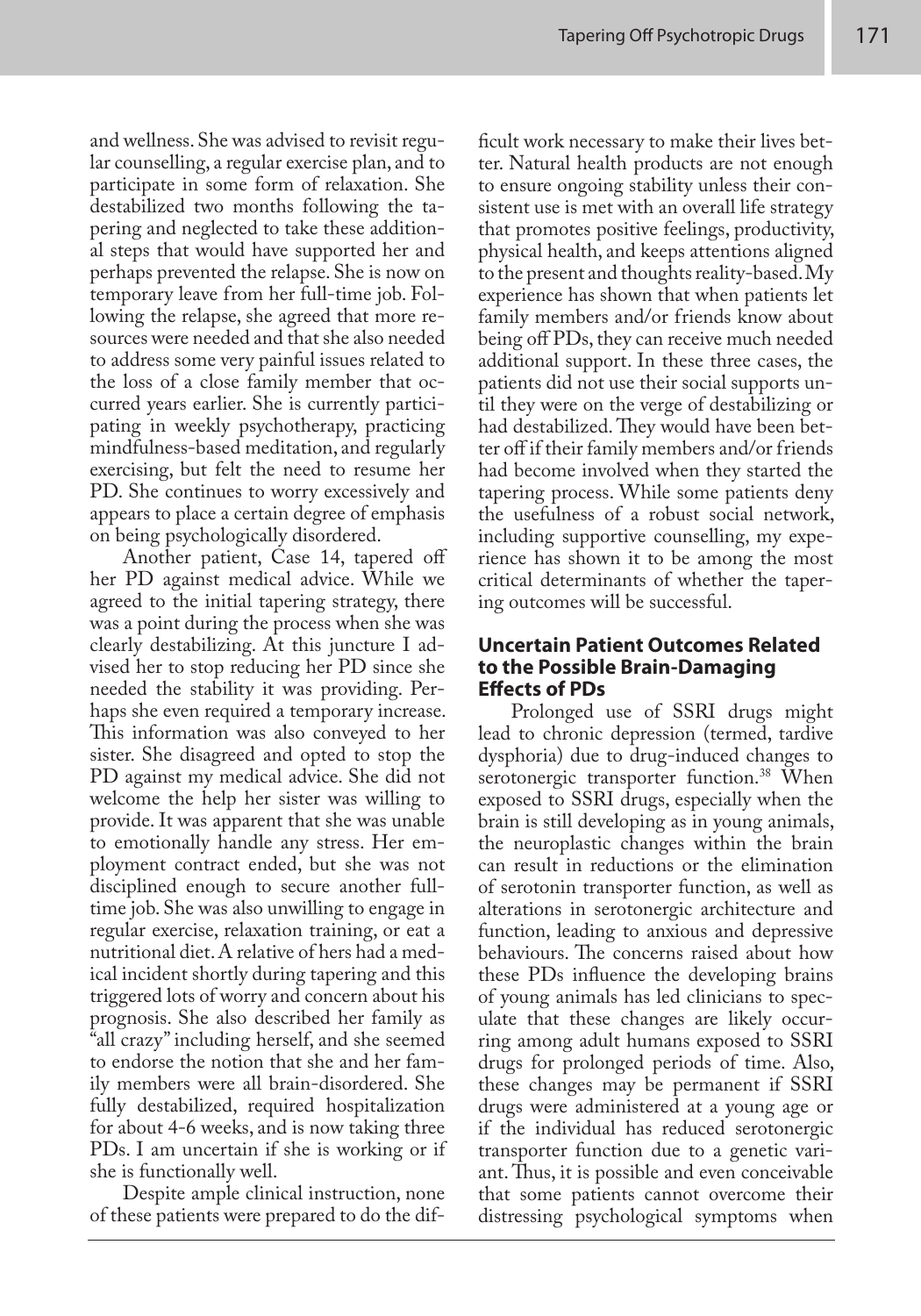and wellness. She was advised to revisit regular counselling, a regular exercise plan, and to participate in some form of relaxation. She destabilized two months following the tapering and neglected to take these additional steps that would have supported her and perhaps prevented the relapse. She is now on temporary leave from her full-time job. Following the relapse, she agreed that more resources were needed and that she also needed to address some very painful issues related to the loss of a close family member that occurred years earlier. She is currently participating in weekly psychotherapy, practicing mindfulness-based meditation, and regularly exercising, but felt the need to resume her PD. She continues to worry excessively and appears to place a certain degree of emphasis on being psychologically disordered.

Another patient, Case 14, tapered off her PD against medical advice. While we agreed to the initial tapering strategy, there was a point during the process when she was clearly destabilizing. At this juncture I advised her to stop reducing her PD since she needed the stability it was providing. Perhaps she even required a temporary increase. This information was also conveyed to her sister. She disagreed and opted to stop the PD against my medical advice. She did not welcome the help her sister was willing to provide. It was apparent that she was unable to emotionally handle any stress. Her employment contract ended, but she was not disciplined enough to secure another full-time job. She was also unwilling to engage in regular exercise, relaxation training, or eat a nutritional diet. A relative of hers had a medical incident shortly during tapering and this triggered lots of worry and concern about his prognosis. She also described her family as "all crazy" including herself, and she seemed to endorse the notion that she and her family members were all brain-disordered. She fully destabilized, required hospitalization for about 4-6 weeks, and is now taking three PDs. I am uncertain if she is working or if she is functionally well.

Despite ample clinical instruction, none of these patients were prepared to do the difficult work necessary to make their lives better. Natural health products are not enough to ensure ongoing stability unless their consistent use is met with an overall life strategy that promotes positive feelings, productivity, physical health, and keeps attentions aligned to the present and thoughts reality-based. My experience has shown that when patients let family members and/or friends know about being off PDs, they can receive much needed additional support. In these three cases, the patients did not use their social supports until they were on the verge of destabilizing or had destabilized. They would have been better off if their family members and/or friends had become involved when they started the tapering process. While some patients deny the usefulness of a robust social network, including supportive counselling, my experience has shown it to be among the most critical determinants of whether the tapering outcomes will be successful.

### Uncertain Patient Outcomes Related to the Possible Brain-Damaging Effects of PDs

Prolonged use of SSRI drugs might lead to chronic depression (termed, tardive dysphoria) due to drug-induced changes to serotonergic transporter function.[38] When exposed to SSRI drugs, especially when the brain is still developing as in young animals, the neuroplastic changes within the brain can result in reductions or the elimination of serotonin transporter function, as well as alterations in serotonergic architecture and function, leading to anxious and depressive behaviours. The concerns raised about how these PDs influence the developing brains of young animals has led clinicians to speculate that these changes are likely occurring among adult humans exposed to SSRI drugs for prolonged periods of time. Also, these changes may be permanent if SSRI drugs were administered at a young age or if the individual has reduced serotonergic transporter function due to a genetic variant. Thus, it is possible and even conceivable that some patients cannot overcome their distressing psychological symptoms when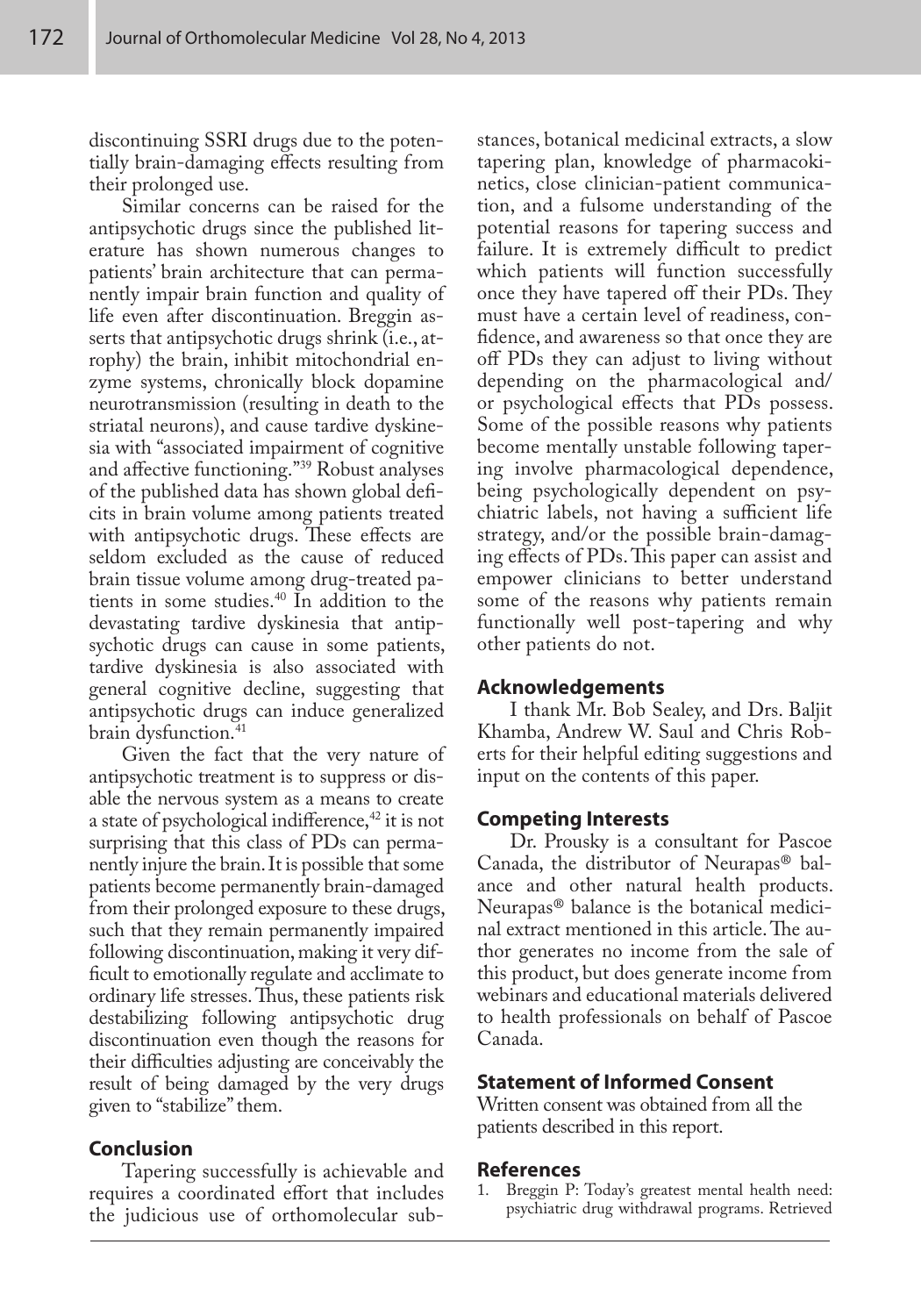discontinuing SSRI drugs due to the potentially brain-damaging effects resulting from their prolonged use.

Similar concerns can be raised for the antipsychotic drugs since the published literature has shown numerous changes to patients' brain architecture that can permanently impair brain function and quality of life even after discontinuation. Breggin asserts that antipsychotic drugs shrink (i.e., atrophy) the brain, inhibit mitochondrial enzyme systems, chronically block dopamine neurotransmission (resulting in death to the striatal neurons), and cause tardive dyskinesia with "associated impairment of cognitive and affective functioning."[39] Robust analyses of the published data has shown global deficits in brain volume among patients treated with antipsychotic drugs. These effects are seldom excluded as the cause of reduced brain tissue volume among drug-treated patients in some studies.[40] In addition to the devastating tardive dyskinesia that antipsychotic drugs can cause in some patients, tardive dyskinesia is also associated with general cognitive decline, suggesting that antipsychotic drugs can induce generalized brain dysfunction.[41]

Given the fact that the very nature of antipsychotic treatment is to suppress or disable the nervous system as a means to create a state of psychological indifference,[42] it is not surprising that this class of PDs can permanently injure the brain. It is possible that some patients become permanently brain-damaged from their prolonged exposure to these drugs, such that they remain permanently impaired following discontinuation, making it very difficult to emotionally regulate and acclimate to ordinary life stresses. Thus, these patients risk destabilizing following antipsychotic drug discontinuation even though the reasons for their difficulties adjusting are conceivably the result of being damaged by the very drugs given to "stabilize" them.

## Conclusion

Tapering successfully is achievable and requires a coordinated effort that includes the judicious use of orthomolecular substances, botanical medicinal extracts, a slow tapering plan, knowledge of pharmacokinetics, close clinician-patient communication, and a fulsome understanding of the potential reasons for tapering success and failure. It is extremely difficult to predict which patients will function successfully once they have tapered off their PDs. They must have a certain level of readiness, confidence, and awareness so that once they are off PDs they can adjust to living without depending on the pharmacological and/ or psychological effects that PDs possess. Some of the possible reasons why patients become mentally unstable following tapering involve pharmacological dependence, being psychologically dependent on psychiatric labels, not having a sufficient life strategy, and/or the possible brain-damaging effects of PDs. This paper can assist and empower clinicians to better understand some of the reasons why patients remain functionally well post-tapering and why other patients do not.

## Acknowledgements

I thank Mr. Bob Sealey, and Drs. Baljit Khamba, Andrew W. Saul and Chris Roberts for their helpful editing suggestions and input on the contents of this paper.

## Competing Interests

Dr. Prousky is a consultant for Pascoe Canada, the distributor of Neurapas® balance and other natural health products. Neurapas® balance is the botanical medicinal extract mentioned in this article. The author generates no income from the sale of this product, but does generate income from webinars and educational materials delivered to health professionals on behalf of Pascoe Canada.

## Statement of Informed Consent

Written consent was obtained from all the patients described in this report.

## References

1. Breggin P: Today's greatest mental health need: psychiatric drug withdrawal programs. Retrieved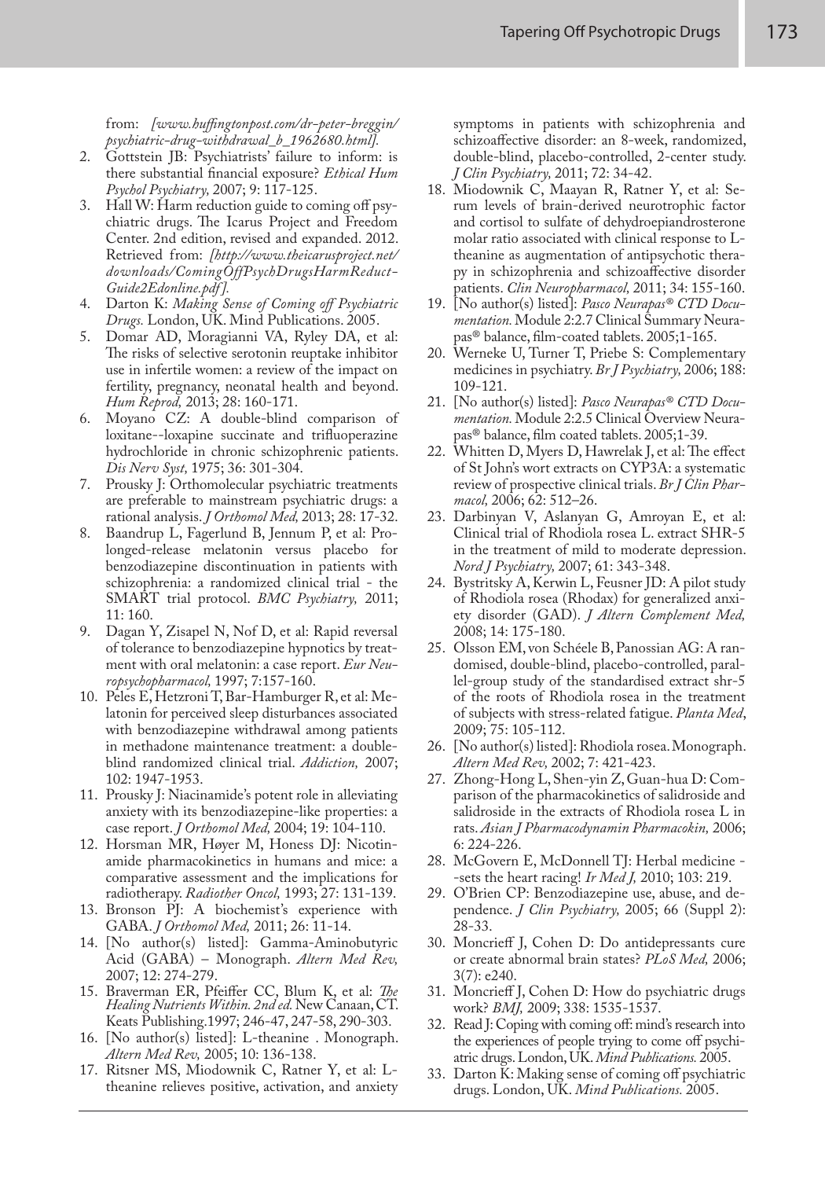from: *[www.huffingtonpost.com/dr-peter-breggin/psychiatric-drug-withdrawal_b_1962680.html].*

2. Gottstein JB: Psychiatrists' failure to inform: is there substantial financial exposure? *Ethical Hum Psychol Psychiatry,* 2007; 9: 117-125.
3. Hall W: Harm reduction guide to coming off psychiatric drugs. The Icarus Project and Freedom Center. 2nd edition, revised and expanded. 2012. Retrieved from: *[http://www.theicarusproject.net/downloads/ComingOffPsychDrugsHarmReduct-Guide2Edonline.pdf].*
4. Darton K: *Making Sense of Coming off Psychiatric Drugs.* London, UK. Mind Publications. 2005.
5. Domar AD, Moragianni VA, Ryley DA, et al: The risks of selective serotonin reuptake inhibitor use in infertile women: a review of the impact on fertility, pregnancy, neonatal health and beyond. *Hum Reprod,* 2013; 28: 160-171.
6. Moyano CZ: A double-blind comparison of loxitane--loxapine succinate and trifluoperazine hydrochloride in chronic schizophrenic patients. *Dis Nerv Syst,* 1975; 36: 301-304.
7. Prousky J: Orthomolecular psychiatric treatments are preferable to mainstream psychiatric drugs: a rational analysis. *J Orthomol Med,* 2013; 28: 17-32.
8. Baandrup L, Fagerlund B, Jennum P, et al: Prolonged-release melatonin versus placebo for benzodiazepine discontinuation in patients with schizophrenia: a randomized clinical trial - the SMART trial protocol. *BMC Psychiatry,* 2011; 11: 160.
9. Dagan Y, Zisapel N, Nof D, et al: Rapid reversal of tolerance to benzodiazepine hypnotics by treatment with oral melatonin: a case report. *Eur Neuropsychopharmacol,* 1997; 7:157-160.
10. Peles E, Hetzroni T, Bar-Hamburger R, et al: Melatonin for perceived sleep disturbances associated with benzodiazepine withdrawal among patients in methadone maintenance treatment: a double-blind randomized clinical trial. *Addiction,* 2007; 102: 1947-1953.
11. Prousky J: Niacinamide's potent role in alleviating anxiety with its benzodiazepine-like properties: a case report. *J Orthomol Med,* 2004; 19: 104-110.
12. Horsman MR, Høyer M, Honess DJ: Nicotinamide pharmacokinetics in humans and mice: a comparative assessment and the implications for radiotherapy. *Radiother Oncol,* 1993; 27: 131-139.
13. Bronson PJ: A biochemist's experience with GABA. *J Orthomol Med,* 2011; 26: 11-14.
14. [No author(s) listed]: Gamma-Aminobutyric Acid (GABA) – Monograph. *Altern Med Rev,* 2007; 12: 274-279.
15. Braverman ER, Pfeiffer CC, Blum K, et al: *The Healing Nutrients Within. 2nd ed.* New Canaan, CT. Keats Publishing.1997; 246-47, 247-58, 290-303.
16. [No author(s) listed]: L-theanine . Monograph. *Altern Med Rev,* 2005; 10: 136-138.
17. Ritsner MS, Miodownik C, Ratner Y, et al: L-theanine relieves positive, activation, and anxiety symptoms in patients with schizophrenia and schizoaffective disorder: an 8-week, randomized, double-blind, placebo-controlled, 2-center study. *J Clin Psychiatry,* 2011; 72: 34-42.
18. Miodownik C, Maayan R, Ratner Y, et al: Serum levels of brain-derived neurotrophic factor and cortisol to sulfate of dehydroepiandrosterone molar ratio associated with clinical response to L-theanine as augmentation of antipsychotic therapy in schizophrenia and schizoaffective disorder patients. *Clin Neuropharmacol,* 2011; 34: 155-160.
19. [No author(s) listed]: *Pasco Neurapas® CTD Documentation.* Module 2:2.7 Clinical Summary Neurapas® balance, film-coated tablets. 2005;1-165.
20. Werneke U, Turner T, Priebe S: Complementary medicines in psychiatry. *Br J Psychiatry,* 2006; 188: 109-121.
21. [No author(s) listed]: *Pasco Neurapas® CTD Documentation.* Module 2:2.5 Clinical Overview Neurapas® balance, film coated tablets. 2005;1-39.
22. Whitten D, Myers D, Hawrelak J, et al: The effect of St John's wort extracts on CYP3A: a systematic review of prospective clinical trials. *Br J Clin Pharmacol,* 2006; 62: 512–26.
23. Darbinyan V, Aslanyan G, Amroyan E, et al: Clinical trial of Rhodiola rosea L. extract SHR-5 in the treatment of mild to moderate depression. *Nord J Psychiatry,* 2007; 61: 343-348.
24. Bystritsky A, Kerwin L, Feusner JD: A pilot study of Rhodiola rosea (Rhodax) for generalized anxiety disorder (GAD). *J Altern Complement Med,* 2008; 14: 175-180.
25. Olsson EM, von Schéele B, Panossian AG: A randomised, double-blind, placebo-controlled, parallel-group study of the standardised extract shr-5 of the roots of Rhodiola rosea in the treatment of subjects with stress-related fatigue. *Planta Med*, 2009; 75: 105-112.
26. [No author(s) listed]: Rhodiola rosea. Monograph. *Altern Med Rev,* 2002; 7: 421-423.
27. Zhong-Hong L, Shen-yin Z, Guan-hua D: Comparison of the pharmacokinetics of salidroside and salidroside in the extracts of Rhodiola rosea L in rats. *Asian J Pharmacodynamin Pharmacokin,* 2006; 6: 224-226.
28. McGovern E, McDonnell TJ: Herbal medicine --sets the heart racing! *Ir Med J,* 2010; 103: 219.
29. O'Brien CP: Benzodiazepine use, abuse, and dependence. *J Clin Psychiatry,* 2005; 66 (Suppl 2): 28-33.
30. Moncrieff J, Cohen D: Do antidepressants cure or create abnormal brain states? *PLoS Med,* 2006; 3(7): e240.
31. Moncrieff J, Cohen D: How do psychiatric drugs work? *BMJ,* 2009; 338: 1535-1537.
32. Read J: Coping with coming off: mind's research into the experiences of people trying to come off psychiatric drugs. London, UK. *Mind Publications.* 2005.
33. Darton K: Making sense of coming off psychiatric drugs. London, UK. *Mind Publications.* 2005.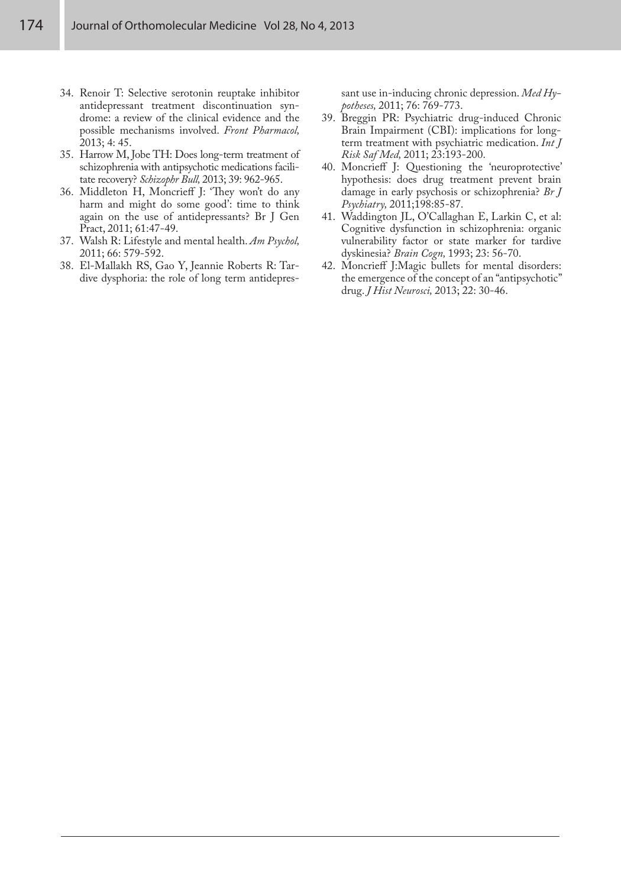34. Renoir T: Selective serotonin reuptake inhibitor antidepressant treatment discontinuation syndrome: a review of the clinical evidence and the possible mechanisms involved. *Front Pharmacol,* 2013; 4: 45.
35. Harrow M, Jobe TH: Does long-term treatment of schizophrenia with antipsychotic medications facilitate recovery? *Schizophr Bull,* 2013; 39: 962-965.
36. Middleton H, Moncrieff J: 'They won't do any harm and might do some good': time to think again on the use of antidepressants? Br J Gen Pract, 2011; 61:47-49.
37. Walsh R: Lifestyle and mental health. *Am Psychol,* 2011; 66: 579-592.
38. El-Mallakh RS, Gao Y, Jeannie Roberts R: Tardive dysphoria: the role of long term antidepressant use in-inducing chronic depression. *Med Hypotheses,* 2011; 76: 769-773.
39. Breggin PR: Psychiatric drug-induced Chronic Brain Impairment (CBI): implications for long-term treatment with psychiatric medication. *Int J Risk Saf Med,* 2011; 23:193-200.
40. Moncrieff J: Questioning the 'neuroprotective' hypothesis: does drug treatment prevent brain damage in early psychosis or schizophrenia? *Br J Psychiatry,* 2011;198:85-87.
41. Waddington JL, O'Callaghan E, Larkin C, et al: Cognitive dysfunction in schizophrenia: organic vulnerability factor or state marker for tardive dyskinesia? *Brain Cogn,* 1993; 23: 56-70.
42. Moncrieff J:Magic bullets for mental disorders: the emergence of the concept of an "antipsychotic" drug. *J Hist Neurosci,* 2013; 22: 30-46.